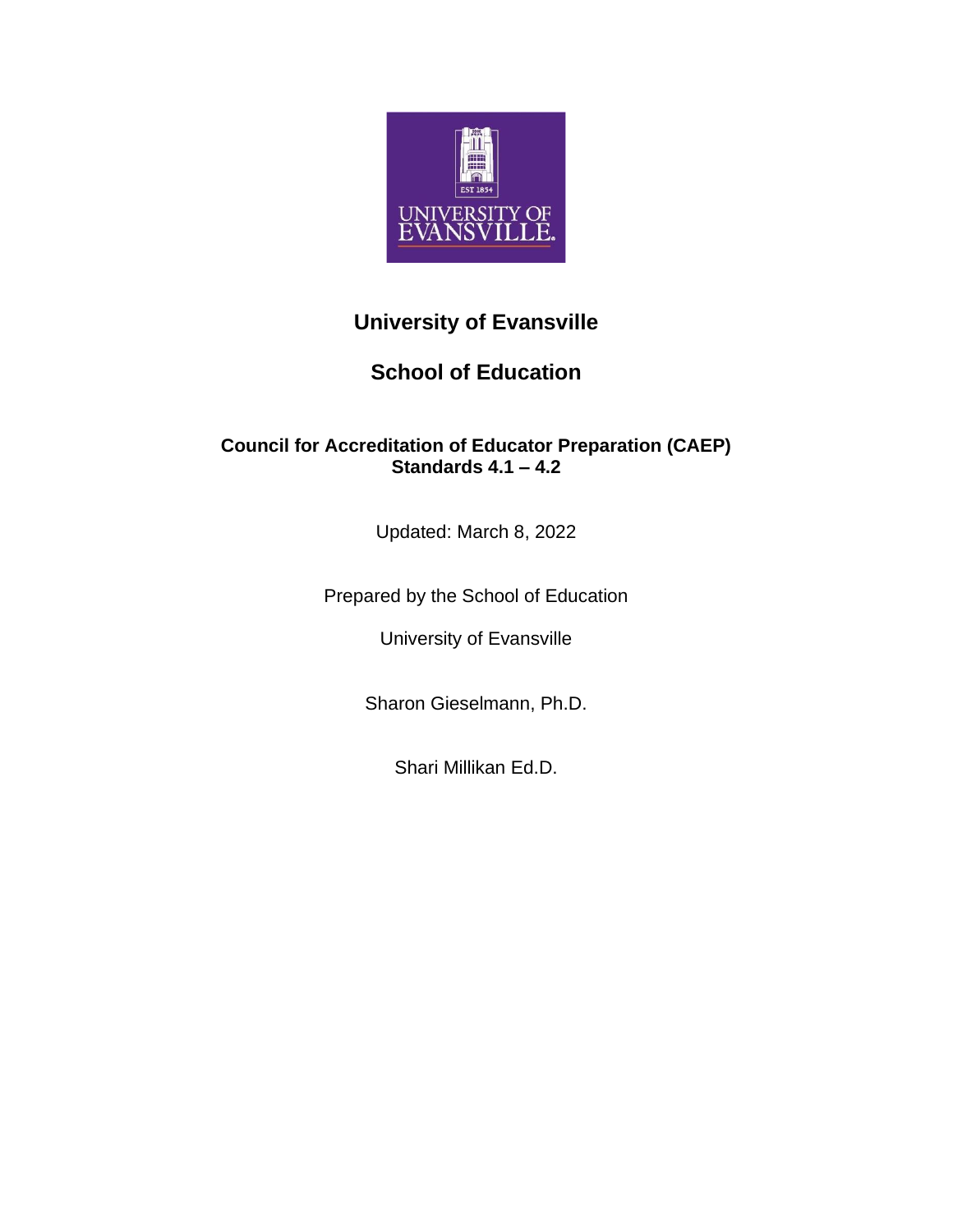# University of Evansville

## School of Education

**Council for Accreditation of Educator Preparation (CAEP)**
**Standards 4.1 – 4.2**

Updated: March 8, 2022

Prepared by the School of Education

University of Evansville

Sharon Gieselmann, Ph.D.

Shari Millikan Ed.D.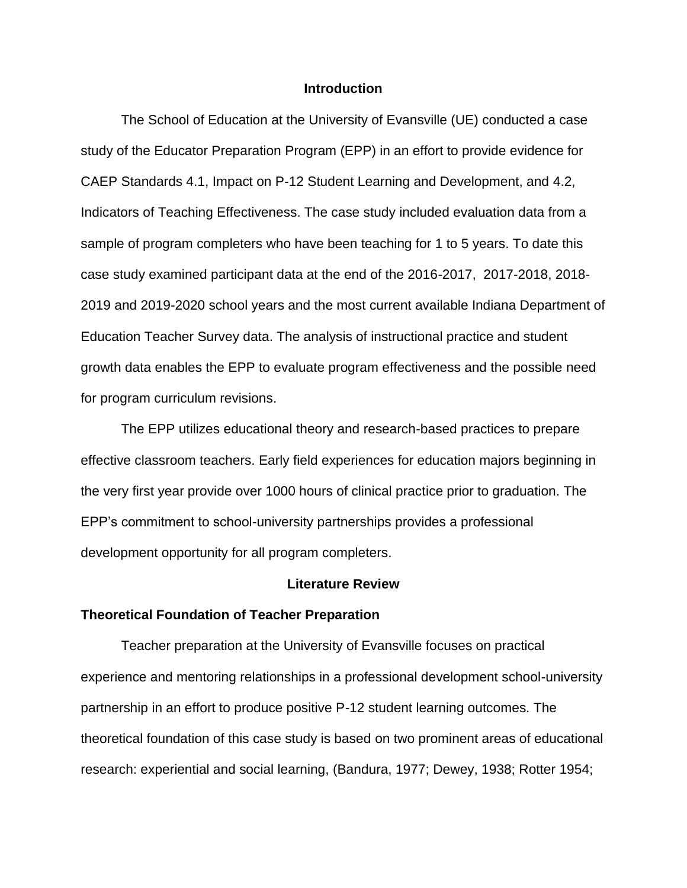## Introduction

The School of Education at the University of Evansville (UE) conducted a case study of the Educator Preparation Program (EPP) in an effort to provide evidence for CAEP Standards 4.1, Impact on P-12 Student Learning and Development, and 4.2, Indicators of Teaching Effectiveness. The case study included evaluation data from a sample of program completers who have been teaching for 1 to 5 years. To date this case study examined participant data at the end of the 2016-2017, 2017-2018, 2018-2019 and 2019-2020 school years and the most current available Indiana Department of Education Teacher Survey data. The analysis of instructional practice and student growth data enables the EPP to evaluate program effectiveness and the possible need for program curriculum revisions.

The EPP utilizes educational theory and research-based practices to prepare effective classroom teachers. Early field experiences for education majors beginning in the very first year provide over 1000 hours of clinical practice prior to graduation. The EPP's commitment to school-university partnerships provides a professional development opportunity for all program completers.

## Literature Review

### Theoretical Foundation of Teacher Preparation

Teacher preparation at the University of Evansville focuses on practical experience and mentoring relationships in a professional development school-university partnership in an effort to produce positive P-12 student learning outcomes. The theoretical foundation of this case study is based on two prominent areas of educational research: experiential and social learning, (Bandura, 1977; Dewey, 1938; Rotter 1954;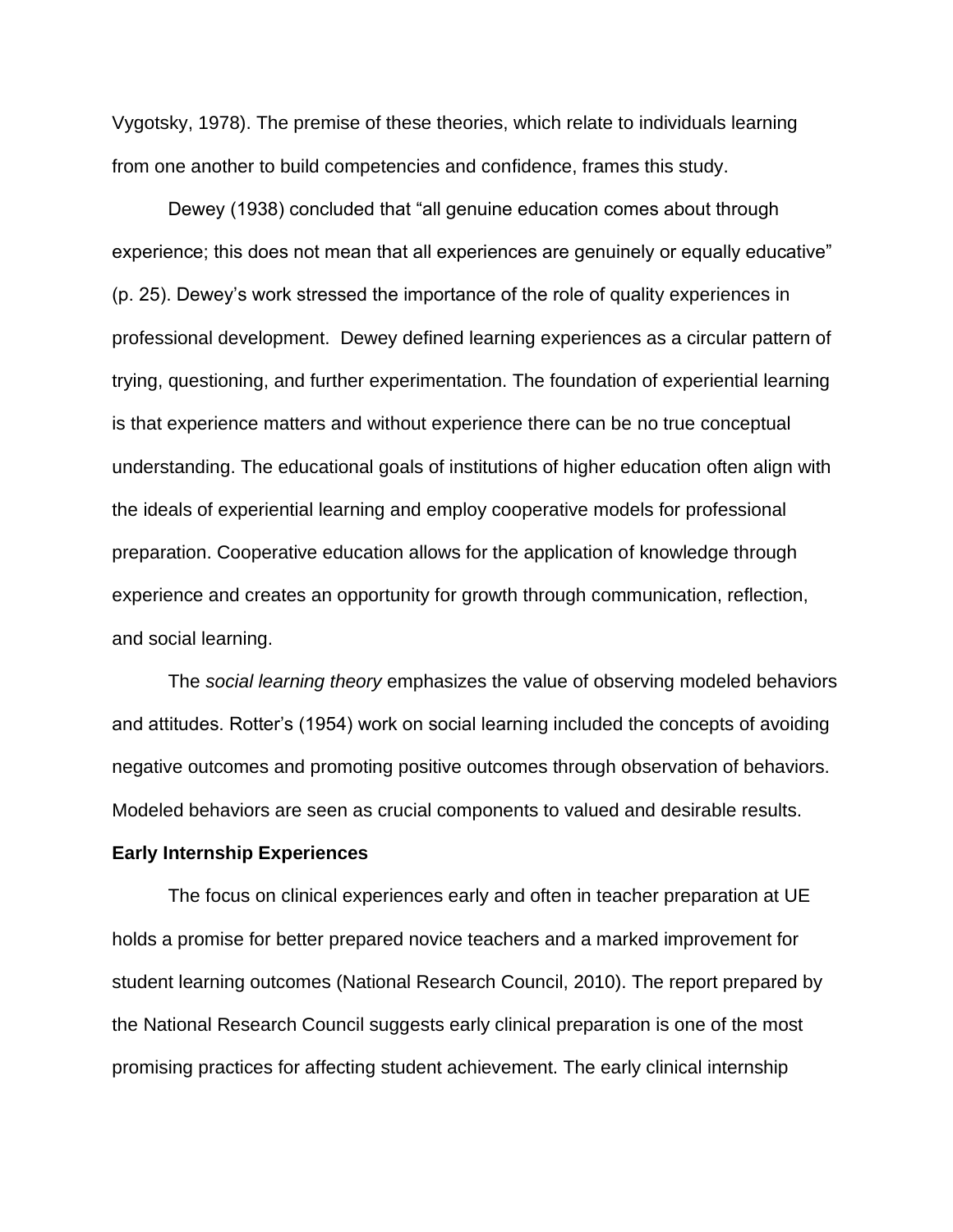Vygotsky, 1978). The premise of these theories, which relate to individuals learning from one another to build competencies and confidence, frames this study.

Dewey (1938) concluded that "all genuine education comes about through experience; this does not mean that all experiences are genuinely or equally educative" (p. 25). Dewey's work stressed the importance of the role of quality experiences in professional development. Dewey defined learning experiences as a circular pattern of trying, questioning, and further experimentation. The foundation of experiential learning is that experience matters and without experience there can be no true conceptual understanding. The educational goals of institutions of higher education often align with the ideals of experiential learning and employ cooperative models for professional preparation. Cooperative education allows for the application of knowledge through experience and creates an opportunity for growth through communication, reflection, and social learning.

The *social learning theory* emphasizes the value of observing modeled behaviors and attitudes. Rotter's (1954) work on social learning included the concepts of avoiding negative outcomes and promoting positive outcomes through observation of behaviors. Modeled behaviors are seen as crucial components to valued and desirable results.

**Early Internship Experiences**

The focus on clinical experiences early and often in teacher preparation at UE holds a promise for better prepared novice teachers and a marked improvement for student learning outcomes (National Research Council, 2010). The report prepared by the National Research Council suggests early clinical preparation is one of the most promising practices for affecting student achievement. The early clinical internship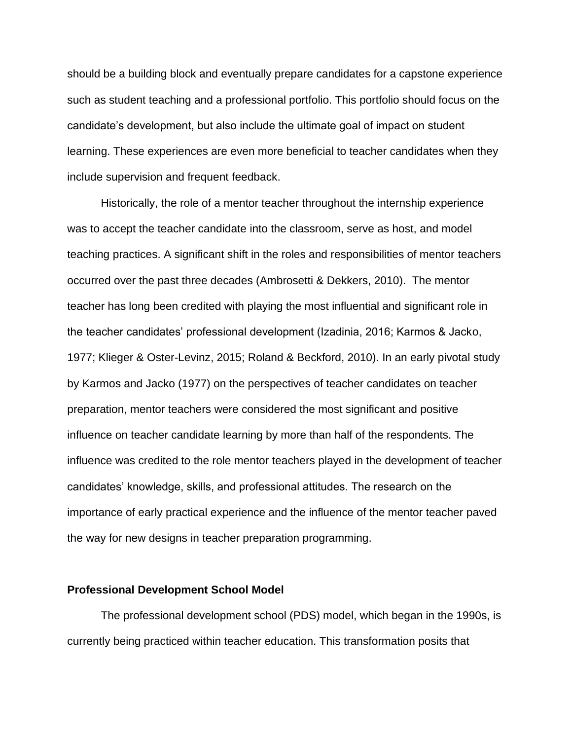should be a building block and eventually prepare candidates for a capstone experience such as student teaching and a professional portfolio. This portfolio should focus on the candidate's development, but also include the ultimate goal of impact on student learning. These experiences are even more beneficial to teacher candidates when they include supervision and frequent feedback.

Historically, the role of a mentor teacher throughout the internship experience was to accept the teacher candidate into the classroom, serve as host, and model teaching practices. A significant shift in the roles and responsibilities of mentor teachers occurred over the past three decades (Ambrosetti & Dekkers, 2010). The mentor teacher has long been credited with playing the most influential and significant role in the teacher candidates' professional development (Izadinia, 2016; Karmos & Jacko, 1977; Klieger & Oster-Levinz, 2015; Roland & Beckford, 2010). In an early pivotal study by Karmos and Jacko (1977) on the perspectives of teacher candidates on teacher preparation, mentor teachers were considered the most significant and positive influence on teacher candidate learning by more than half of the respondents. The influence was credited to the role mentor teachers played in the development of teacher candidates' knowledge, skills, and professional attitudes. The research on the importance of early practical experience and the influence of the mentor teacher paved the way for new designs in teacher preparation programming.

### Professional Development School Model

The professional development school (PDS) model, which began in the 1990s, is currently being practiced within teacher education. This transformation posits that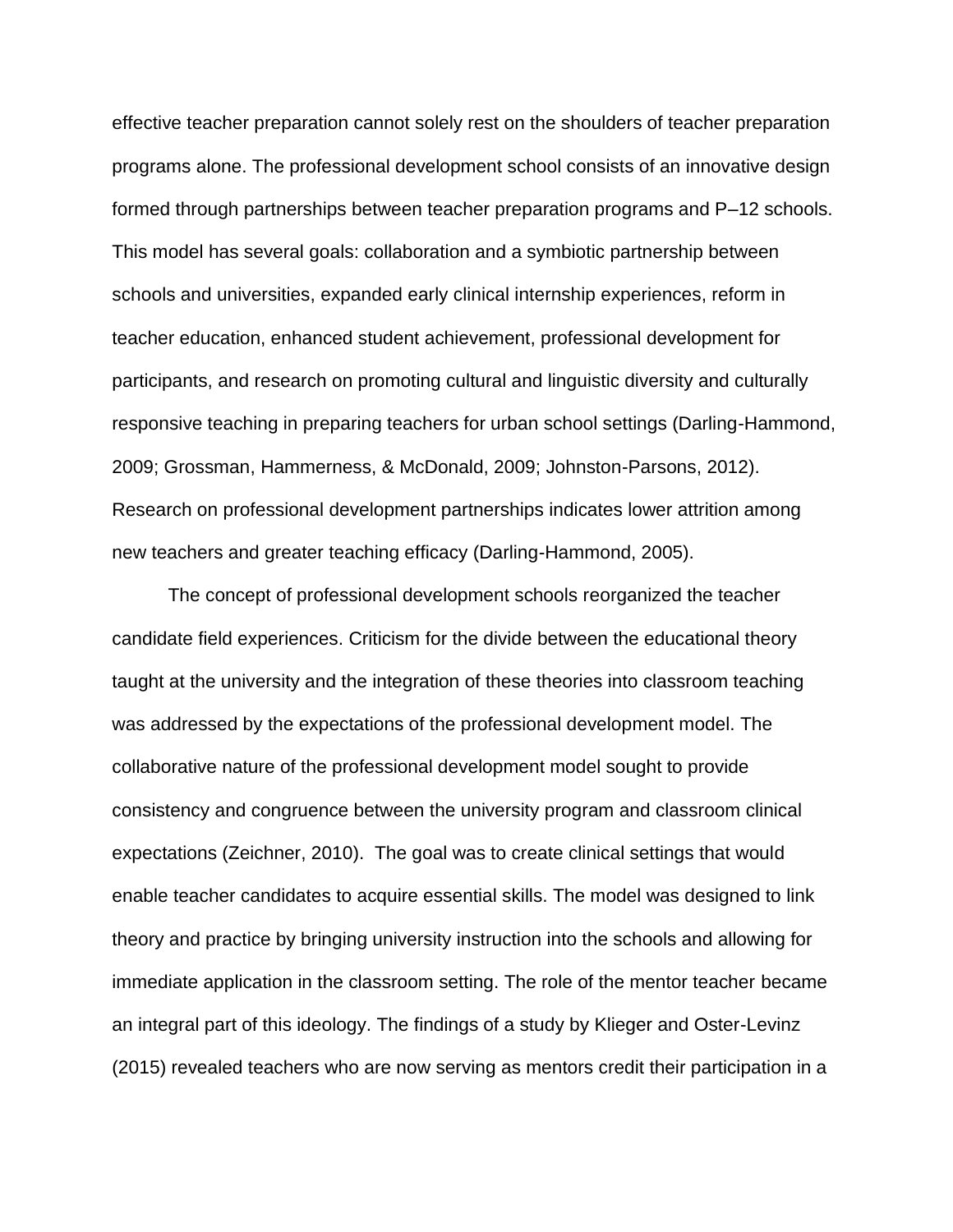effective teacher preparation cannot solely rest on the shoulders of teacher preparation programs alone. The professional development school consists of an innovative design formed through partnerships between teacher preparation programs and P–12 schools. This model has several goals: collaboration and a symbiotic partnership between schools and universities, expanded early clinical internship experiences, reform in teacher education, enhanced student achievement, professional development for participants, and research on promoting cultural and linguistic diversity and culturally responsive teaching in preparing teachers for urban school settings (Darling-Hammond, 2009; Grossman, Hammerness, & McDonald, 2009; Johnston-Parsons, 2012). Research on professional development partnerships indicates lower attrition among new teachers and greater teaching efficacy (Darling-Hammond, 2005).

The concept of professional development schools reorganized the teacher candidate field experiences. Criticism for the divide between the educational theory taught at the university and the integration of these theories into classroom teaching was addressed by the expectations of the professional development model. The collaborative nature of the professional development model sought to provide consistency and congruence between the university program and classroom clinical expectations (Zeichner, 2010). The goal was to create clinical settings that would enable teacher candidates to acquire essential skills. The model was designed to link theory and practice by bringing university instruction into the schools and allowing for immediate application in the classroom setting. The role of the mentor teacher became an integral part of this ideology. The findings of a study by Klieger and Oster-Levinz (2015) revealed teachers who are now serving as mentors credit their participation in a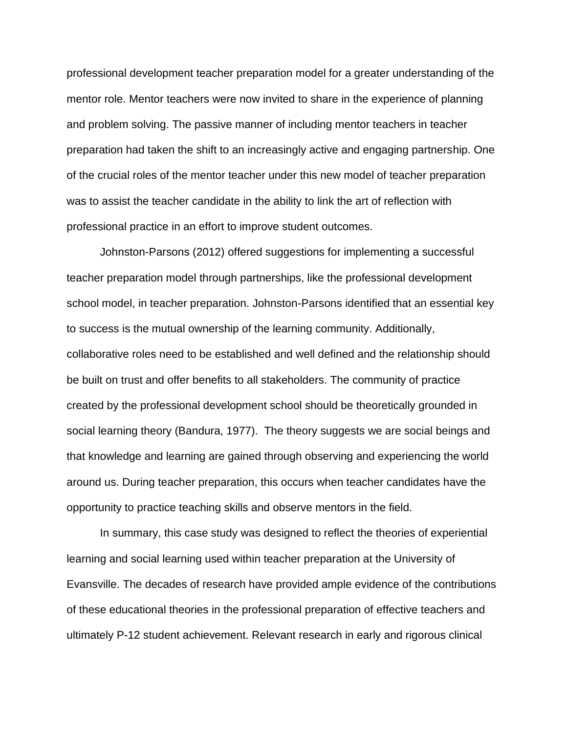professional development teacher preparation model for a greater understanding of the mentor role. Mentor teachers were now invited to share in the experience of planning and problem solving. The passive manner of including mentor teachers in teacher preparation had taken the shift to an increasingly active and engaging partnership. One of the crucial roles of the mentor teacher under this new model of teacher preparation was to assist the teacher candidate in the ability to link the art of reflection with professional practice in an effort to improve student outcomes.

Johnston-Parsons (2012) offered suggestions for implementing a successful teacher preparation model through partnerships, like the professional development school model, in teacher preparation. Johnston-Parsons identified that an essential key to success is the mutual ownership of the learning community. Additionally, collaborative roles need to be established and well defined and the relationship should be built on trust and offer benefits to all stakeholders. The community of practice created by the professional development school should be theoretically grounded in social learning theory (Bandura, 1977). The theory suggests we are social beings and that knowledge and learning are gained through observing and experiencing the world around us. During teacher preparation, this occurs when teacher candidates have the opportunity to practice teaching skills and observe mentors in the field.

In summary, this case study was designed to reflect the theories of experiential learning and social learning used within teacher preparation at the University of Evansville. The decades of research have provided ample evidence of the contributions of these educational theories in the professional preparation of effective teachers and ultimately P-12 student achievement. Relevant research in early and rigorous clinical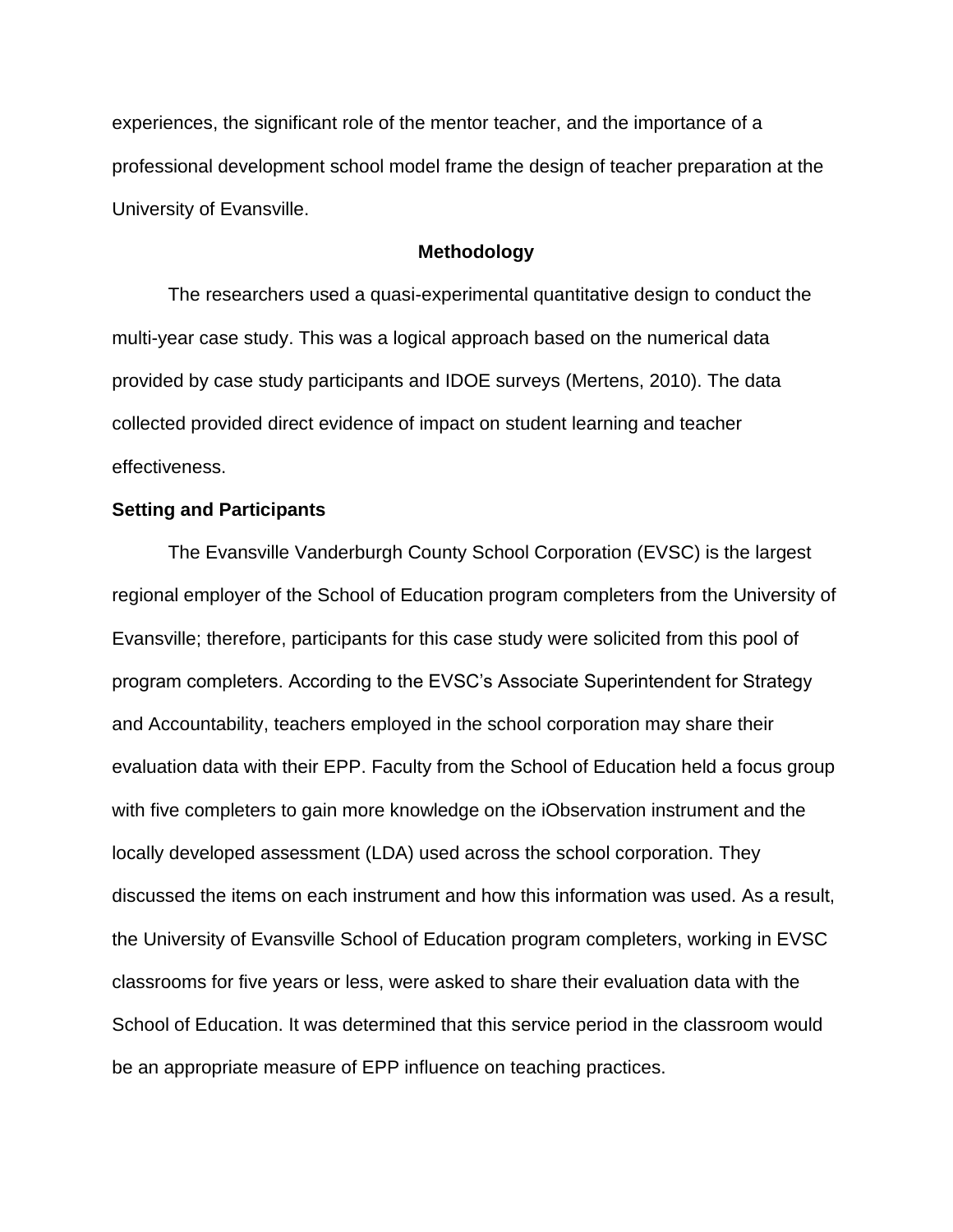experiences, the significant role of the mentor teacher, and the importance of a professional development school model frame the design of teacher preparation at the University of Evansville.

## Methodology

The researchers used a quasi-experimental quantitative design to conduct the multi-year case study. This was a logical approach based on the numerical data provided by case study participants and IDOE surveys (Mertens, 2010). The data collected provided direct evidence of impact on student learning and teacher effectiveness.

### Setting and Participants

The Evansville Vanderburgh County School Corporation (EVSC) is the largest regional employer of the School of Education program completers from the University of Evansville; therefore, participants for this case study were solicited from this pool of program completers. According to the EVSC's Associate Superintendent for Strategy and Accountability, teachers employed in the school corporation may share their evaluation data with their EPP. Faculty from the School of Education held a focus group with five completers to gain more knowledge on the iObservation instrument and the locally developed assessment (LDA) used across the school corporation. They discussed the items on each instrument and how this information was used. As a result, the University of Evansville School of Education program completers, working in EVSC classrooms for five years or less, were asked to share their evaluation data with the School of Education. It was determined that this service period in the classroom would be an appropriate measure of EPP influence on teaching practices.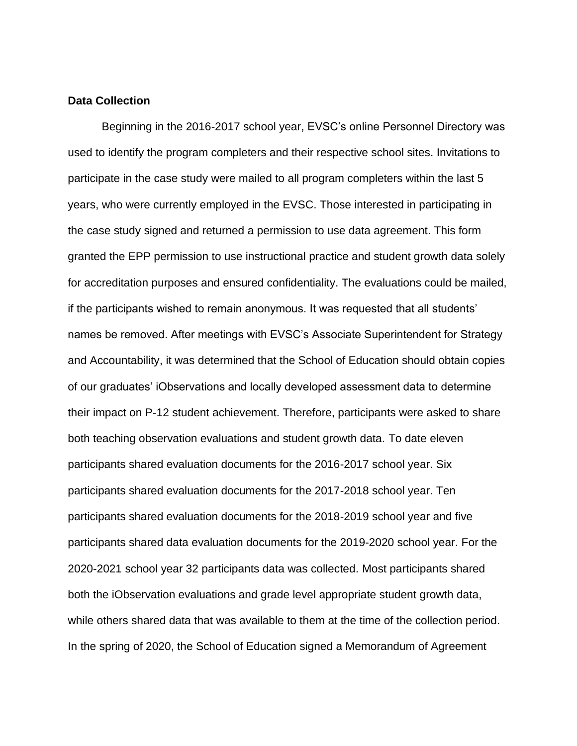**Data Collection**

Beginning in the 2016-2017 school year, EVSC's online Personnel Directory was used to identify the program completers and their respective school sites. Invitations to participate in the case study were mailed to all program completers within the last 5 years, who were currently employed in the EVSC. Those interested in participating in the case study signed and returned a permission to use data agreement. This form granted the EPP permission to use instructional practice and student growth data solely for accreditation purposes and ensured confidentiality. The evaluations could be mailed, if the participants wished to remain anonymous. It was requested that all students' names be removed. After meetings with EVSC's Associate Superintendent for Strategy and Accountability, it was determined that the School of Education should obtain copies of our graduates' iObservations and locally developed assessment data to determine their impact on P-12 student achievement. Therefore, participants were asked to share both teaching observation evaluations and student growth data. To date eleven participants shared evaluation documents for the 2016-2017 school year. Six participants shared evaluation documents for the 2017-2018 school year. Ten participants shared evaluation documents for the 2018-2019 school year and five participants shared data evaluation documents for the 2019-2020 school year. For the 2020-2021 school year 32 participants data was collected. Most participants shared both the iObservation evaluations and grade level appropriate student growth data, while others shared data that was available to them at the time of the collection period. In the spring of 2020, the School of Education signed a Memorandum of Agreement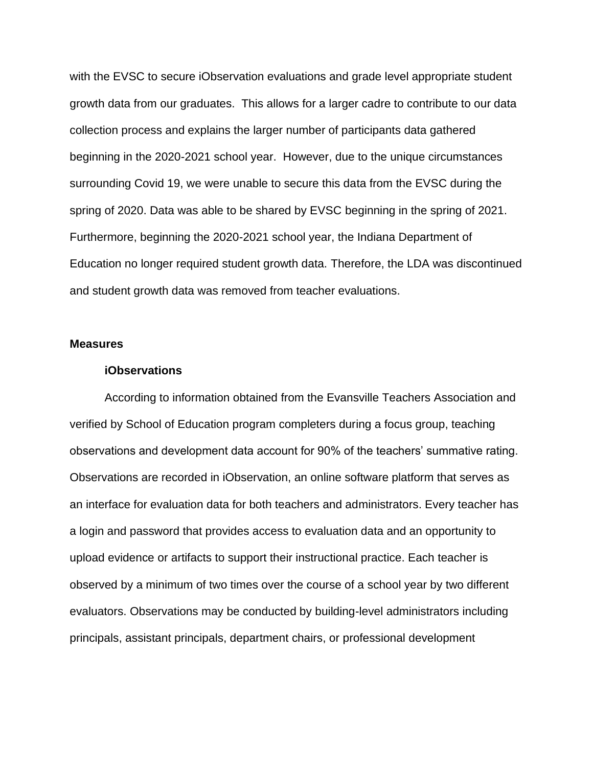with the EVSC to secure iObservation evaluations and grade level appropriate student growth data from our graduates. This allows for a larger cadre to contribute to our data collection process and explains the larger number of participants data gathered beginning in the 2020-2021 school year. However, due to the unique circumstances surrounding Covid 19, we were unable to secure this data from the EVSC during the spring of 2020. Data was able to be shared by EVSC beginning in the spring of 2021. Furthermore, beginning the 2020-2021 school year, the Indiana Department of Education no longer required student growth data. Therefore, the LDA was discontinued and student growth data was removed from teacher evaluations.

## Measures

### iObservations

According to information obtained from the Evansville Teachers Association and verified by School of Education program completers during a focus group, teaching observations and development data account for 90% of the teachers' summative rating. Observations are recorded in iObservation, an online software platform that serves as an interface for evaluation data for both teachers and administrators. Every teacher has a login and password that provides access to evaluation data and an opportunity to upload evidence or artifacts to support their instructional practice. Each teacher is observed by a minimum of two times over the course of a school year by two different evaluators. Observations may be conducted by building-level administrators including principals, assistant principals, department chairs, or professional development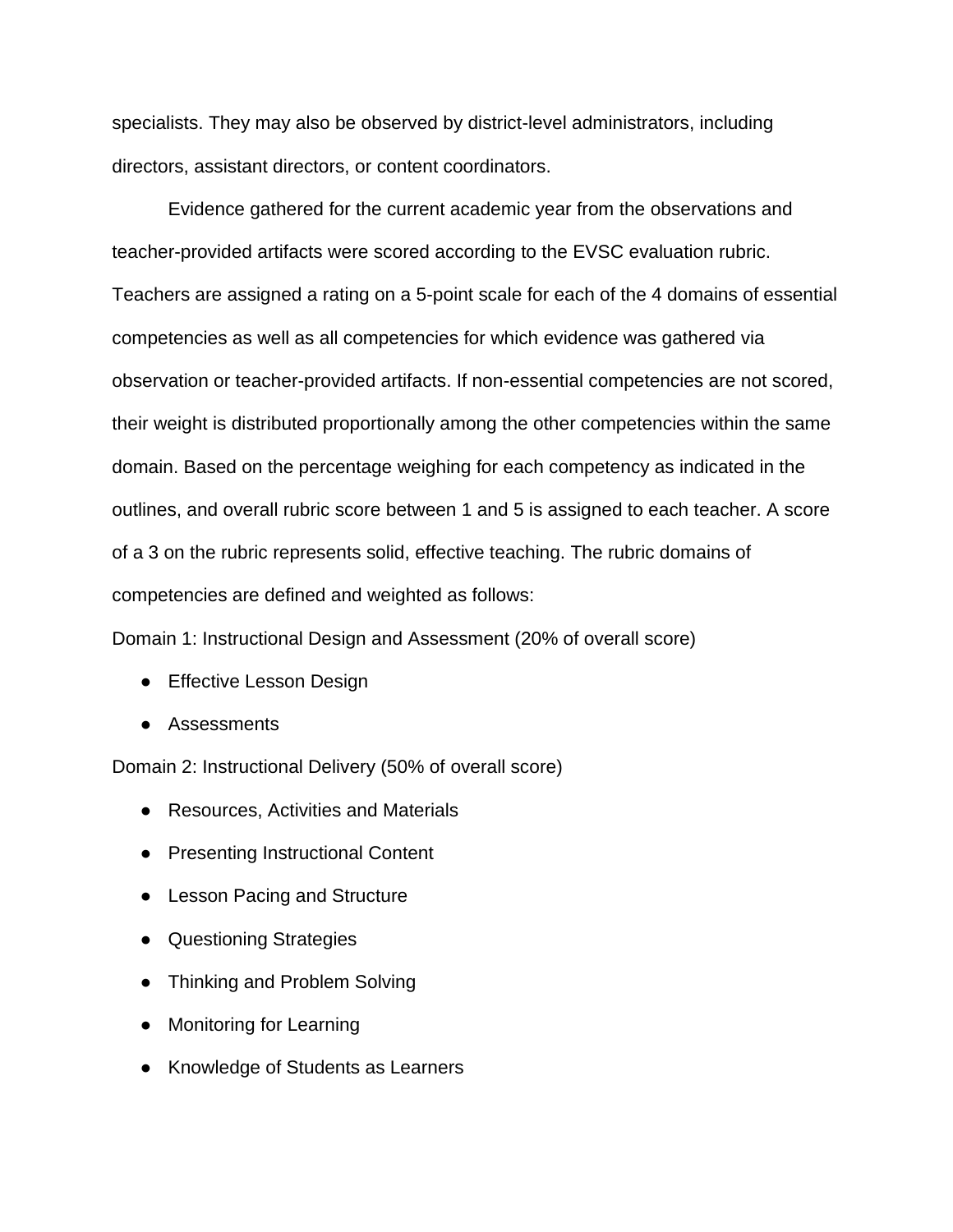specialists. They may also be observed by district-level administrators, including directors, assistant directors, or content coordinators.

Evidence gathered for the current academic year from the observations and teacher-provided artifacts were scored according to the EVSC evaluation rubric. Teachers are assigned a rating on a 5-point scale for each of the 4 domains of essential competencies as well as all competencies for which evidence was gathered via observation or teacher-provided artifacts. If non-essential competencies are not scored, their weight is distributed proportionally among the other competencies within the same domain. Based on the percentage weighing for each competency as indicated in the outlines, and overall rubric score between 1 and 5 is assigned to each teacher. A score of a 3 on the rubric represents solid, effective teaching. The rubric domains of competencies are defined and weighted as follows:

Domain 1: Instructional Design and Assessment (20% of overall score)

- Effective Lesson Design
- Assessments

Domain 2: Instructional Delivery (50% of overall score)

- Resources, Activities and Materials
- Presenting Instructional Content
- Lesson Pacing and Structure
- Questioning Strategies
- Thinking and Problem Solving
- Monitoring for Learning
- Knowledge of Students as Learners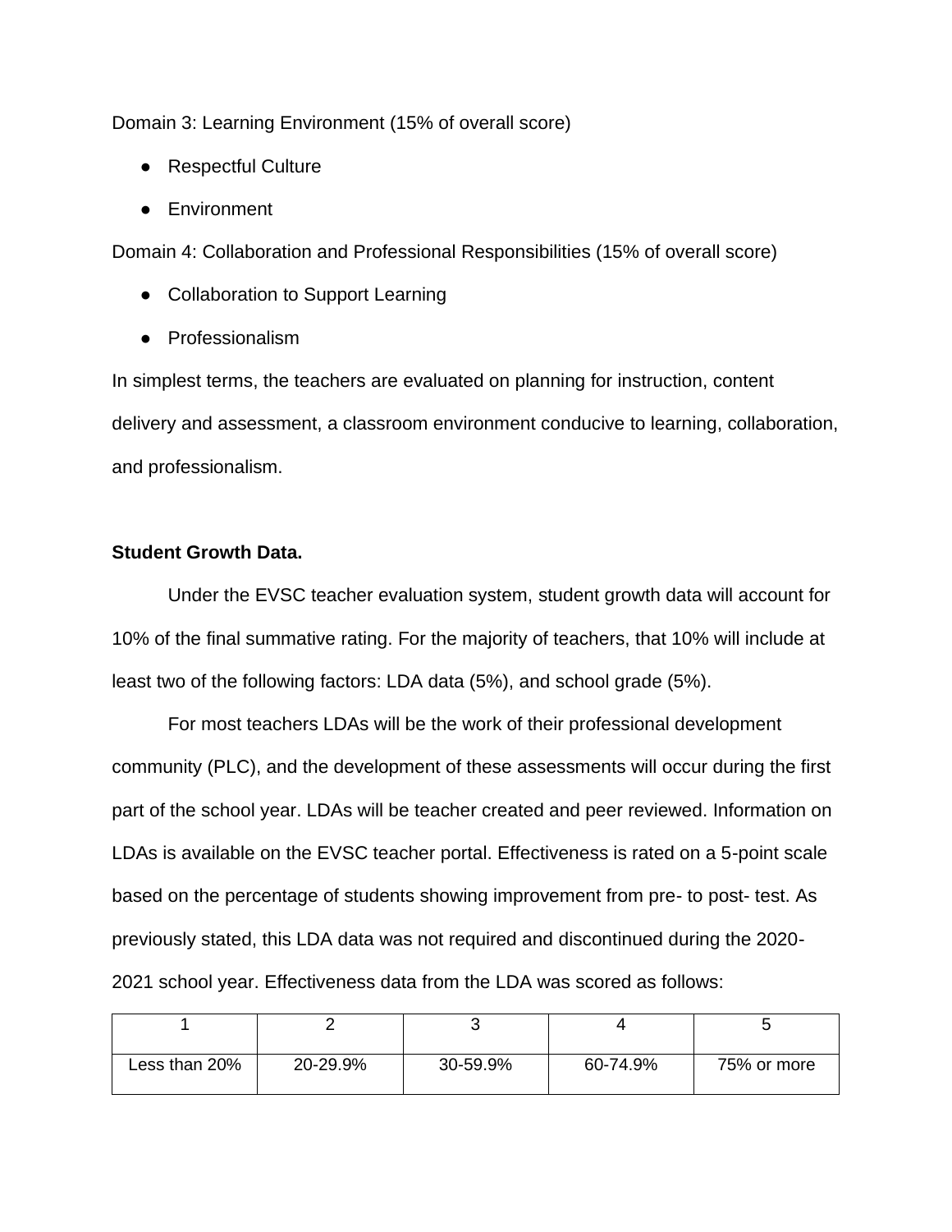Domain 3: Learning Environment (15% of overall score)

- Respectful Culture
- Environment

Domain 4: Collaboration and Professional Responsibilities (15% of overall score)

- Collaboration to Support Learning
- Professionalism

In simplest terms, the teachers are evaluated on planning for instruction, content delivery and assessment, a classroom environment conducive to learning, collaboration, and professionalism.

**Student Growth Data.**

Under the EVSC teacher evaluation system, student growth data will account for 10% of the final summative rating. For the majority of teachers, that 10% will include at least two of the following factors: LDA data (5%), and school grade (5%).

For most teachers LDAs will be the work of their professional development community (PLC), and the development of these assessments will occur during the first part of the school year. LDAs will be teacher created and peer reviewed. Information on LDAs is available on the EVSC teacher portal. Effectiveness is rated on a 5-point scale based on the percentage of students showing improvement from pre- to post- test. As previously stated, this LDA data was not required and discontinued during the 2020-2021 school year. Effectiveness data from the LDA was scored as follows:

| 1 | 2 | 3 | 4 | 5 |
|---|---|---|---|---|
| Less than 20% | 20-29.9% | 30-59.9% | 60-74.9% | 75% or more |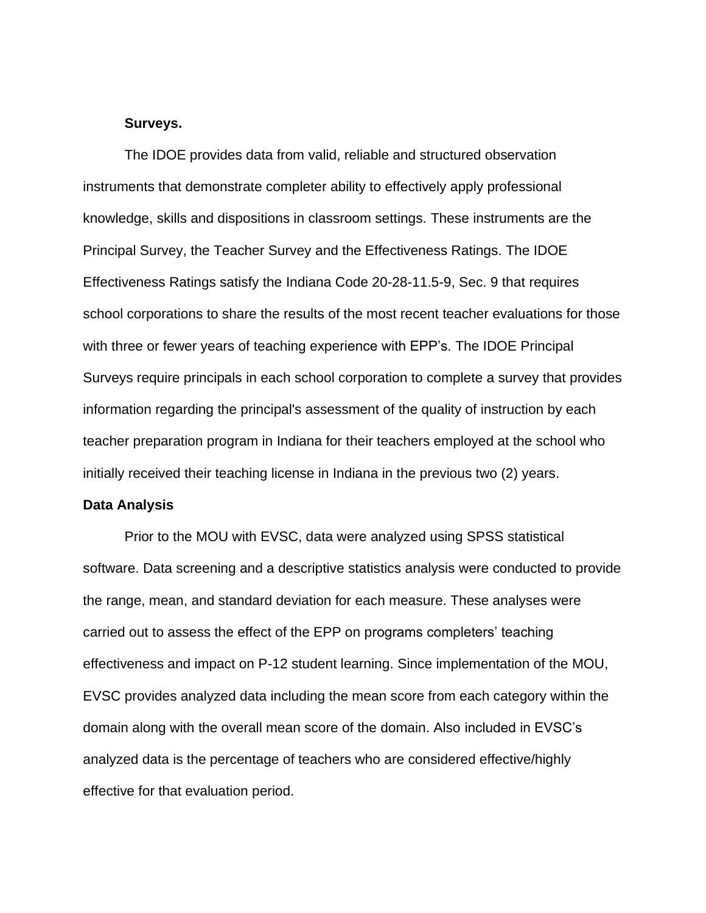**Surveys.**

The IDOE provides data from valid, reliable and structured observation instruments that demonstrate completer ability to effectively apply professional knowledge, skills and dispositions in classroom settings. These instruments are the Principal Survey, the Teacher Survey and the Effectiveness Ratings. The IDOE Effectiveness Ratings satisfy the Indiana Code 20-28-11.5-9, Sec. 9 that requires school corporations to share the results of the most recent teacher evaluations for those with three or fewer years of teaching experience with EPP's. The IDOE Principal Surveys require principals in each school corporation to complete a survey that provides information regarding the principal's assessment of the quality of instruction by each teacher preparation program in Indiana for their teachers employed at the school who initially received their teaching license in Indiana in the previous two (2) years.

**Data Analysis**

Prior to the MOU with EVSC, data were analyzed using SPSS statistical software. Data screening and a descriptive statistics analysis were conducted to provide the range, mean, and standard deviation for each measure. These analyses were carried out to assess the effect of the EPP on programs completers' teaching effectiveness and impact on P-12 student learning. Since implementation of the MOU, EVSC provides analyzed data including the mean score from each category within the domain along with the overall mean score of the domain. Also included in EVSC's analyzed data is the percentage of teachers who are considered effective/highly effective for that evaluation period.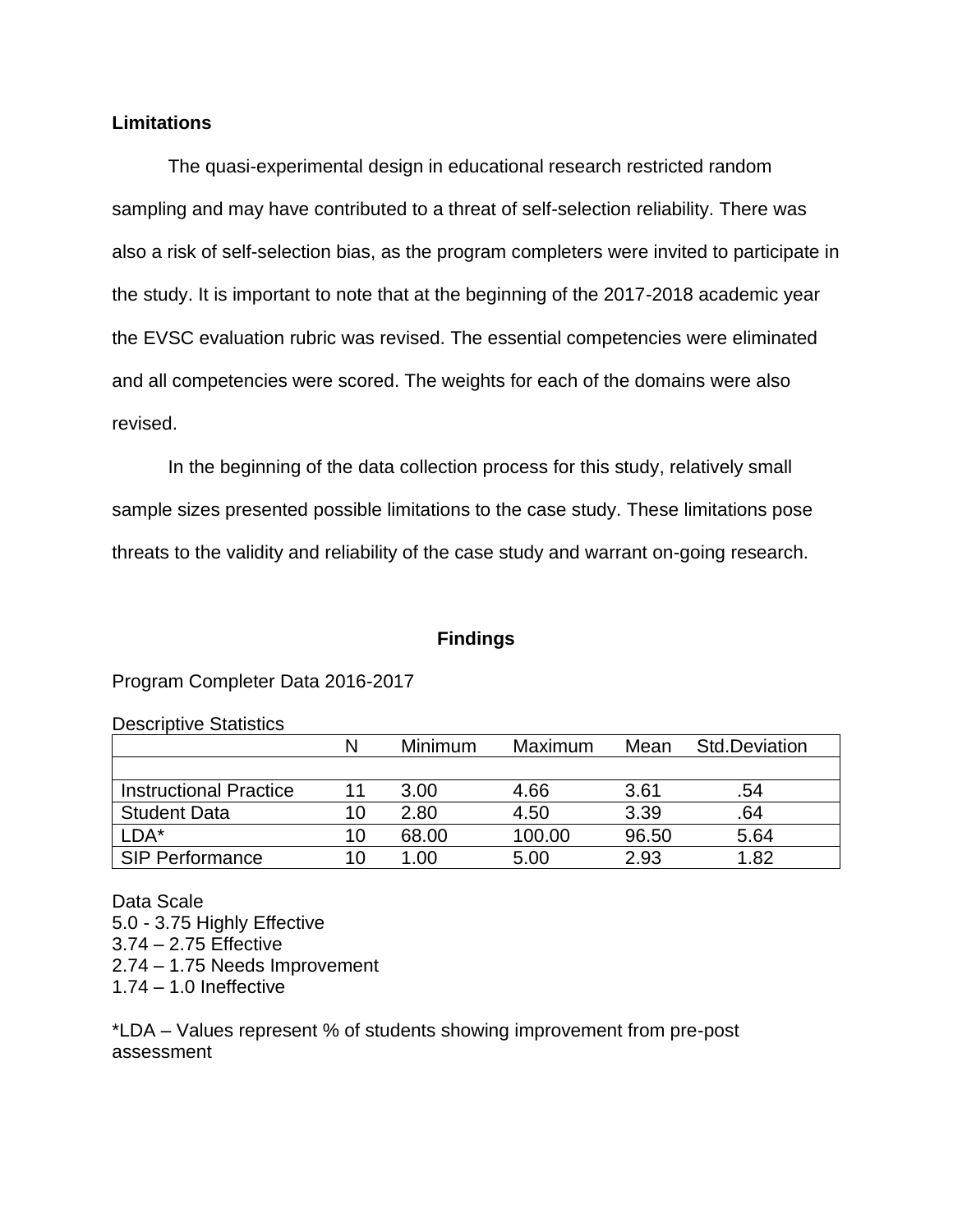**Limitations**

The quasi-experimental design in educational research restricted random sampling and may have contributed to a threat of self-selection reliability. There was also a risk of self-selection bias, as the program completers were invited to participate in the study. It is important to note that at the beginning of the 2017-2018 academic year the EVSC evaluation rubric was revised. The essential competencies were eliminated and all competencies were scored. The weights for each of the domains were also revised.

In the beginning of the data collection process for this study, relatively small sample sizes presented possible limitations to the case study. These limitations pose threats to the validity and reliability of the case study and warrant on-going research.

## Findings

Program Completer Data 2016-2017

Descriptive Statistics

| | N | Minimum | Maximum | Mean | Std.Deviation |
|---|---|---|---|---|---|
| | | | | | |
| Instructional Practice | 11 | 3.00 | 4.66 | 3.61 | .54 |
| Student Data | 10 | 2.80 | 4.50 | 3.39 | .64 |
| LDA* | 10 | 68.00 | 100.00 | 96.50 | 5.64 |
| SIP Performance | 10 | 1.00 | 5.00 | 2.93 | 1.82 |

Data Scale
5.0 - 3.75 Highly Effective
3.74 – 2.75 Effective
2.74 – 1.75 Needs Improvement
1.74 – 1.0 Ineffective

*LDA – Values represent % of students showing improvement from pre-post assessment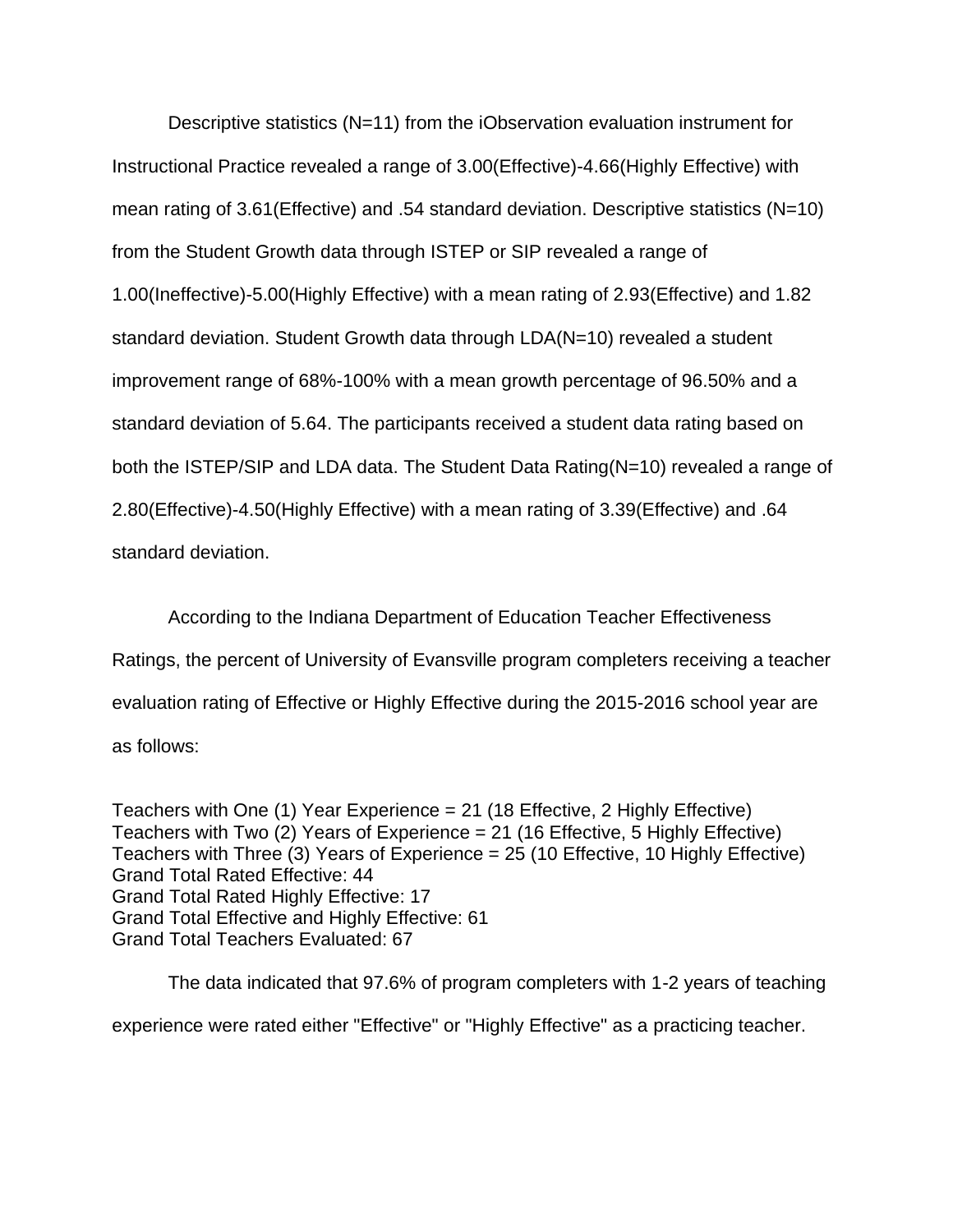Descriptive statistics (N=11) from the iObservation evaluation instrument for Instructional Practice revealed a range of 3.00(Effective)-4.66(Highly Effective) with mean rating of 3.61(Effective) and .54 standard deviation. Descriptive statistics (N=10) from the Student Growth data through ISTEP or SIP revealed a range of 1.00(Ineffective)-5.00(Highly Effective) with a mean rating of 2.93(Effective) and 1.82 standard deviation. Student Growth data through LDA(N=10) revealed a student improvement range of 68%-100% with a mean growth percentage of 96.50% and a standard deviation of 5.64. The participants received a student data rating based on both the ISTEP/SIP and LDA data. The Student Data Rating(N=10) revealed a range of 2.80(Effective)-4.50(Highly Effective) with a mean rating of 3.39(Effective) and .64 standard deviation.

According to the Indiana Department of Education Teacher Effectiveness Ratings, the percent of University of Evansville program completers receiving a teacher evaluation rating of Effective or Highly Effective during the 2015-2016 school year are as follows:

Teachers with One (1) Year Experience = 21 (18 Effective, 2 Highly Effective)
Teachers with Two (2) Years of Experience = 21 (16 Effective, 5 Highly Effective)
Teachers with Three (3) Years of Experience = 25 (10 Effective, 10 Highly Effective)
Grand Total Rated Effective: 44
Grand Total Rated Highly Effective: 17
Grand Total Effective and Highly Effective: 61
Grand Total Teachers Evaluated: 67

The data indicated that 97.6% of program completers with 1-2 years of teaching experience were rated either "Effective" or "Highly Effective" as a practicing teacher.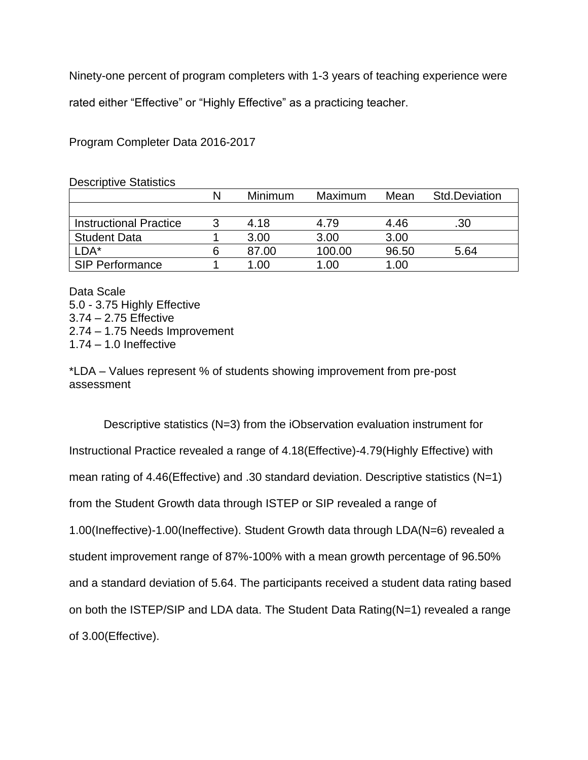Ninety-one percent of program completers with 1-3 years of teaching experience were rated either “Effective” or “Highly Effective” as a practicing teacher.

Program Completer Data 2016-2017

Descriptive Statistics

| | N | Minimum | Maximum | Mean | Std.Deviation |
|---|---|---|---|---|---|
| | | | | | |
| Instructional Practice | 3 | 4.18 | 4.79 | 4.46 | .30 |
| Student Data | 1 | 3.00 | 3.00 | 3.00 | |
| LDA* | 6 | 87.00 | 100.00 | 96.50 | 5.64 |
| SIP Performance | 1 | 1.00 | 1.00 | 1.00 | |

Data Scale
5.0 - 3.75 Highly Effective
3.74 – 2.75 Effective
2.74 – 1.75 Needs Improvement
1.74 – 1.0 Ineffective

*LDA – Values represent % of students showing improvement from pre-post assessment

Descriptive statistics (N=3) from the iObservation evaluation instrument for Instructional Practice revealed a range of 4.18(Effective)-4.79(Highly Effective) with mean rating of 4.46(Effective) and .30 standard deviation. Descriptive statistics (N=1) from the Student Growth data through ISTEP or SIP revealed a range of 1.00(Ineffective)-1.00(Ineffective). Student Growth data through LDA(N=6) revealed a student improvement range of 87%-100% with a mean growth percentage of 96.50% and a standard deviation of 5.64. The participants received a student data rating based on both the ISTEP/SIP and LDA data. The Student Data Rating(N=1) revealed a range of 3.00(Effective).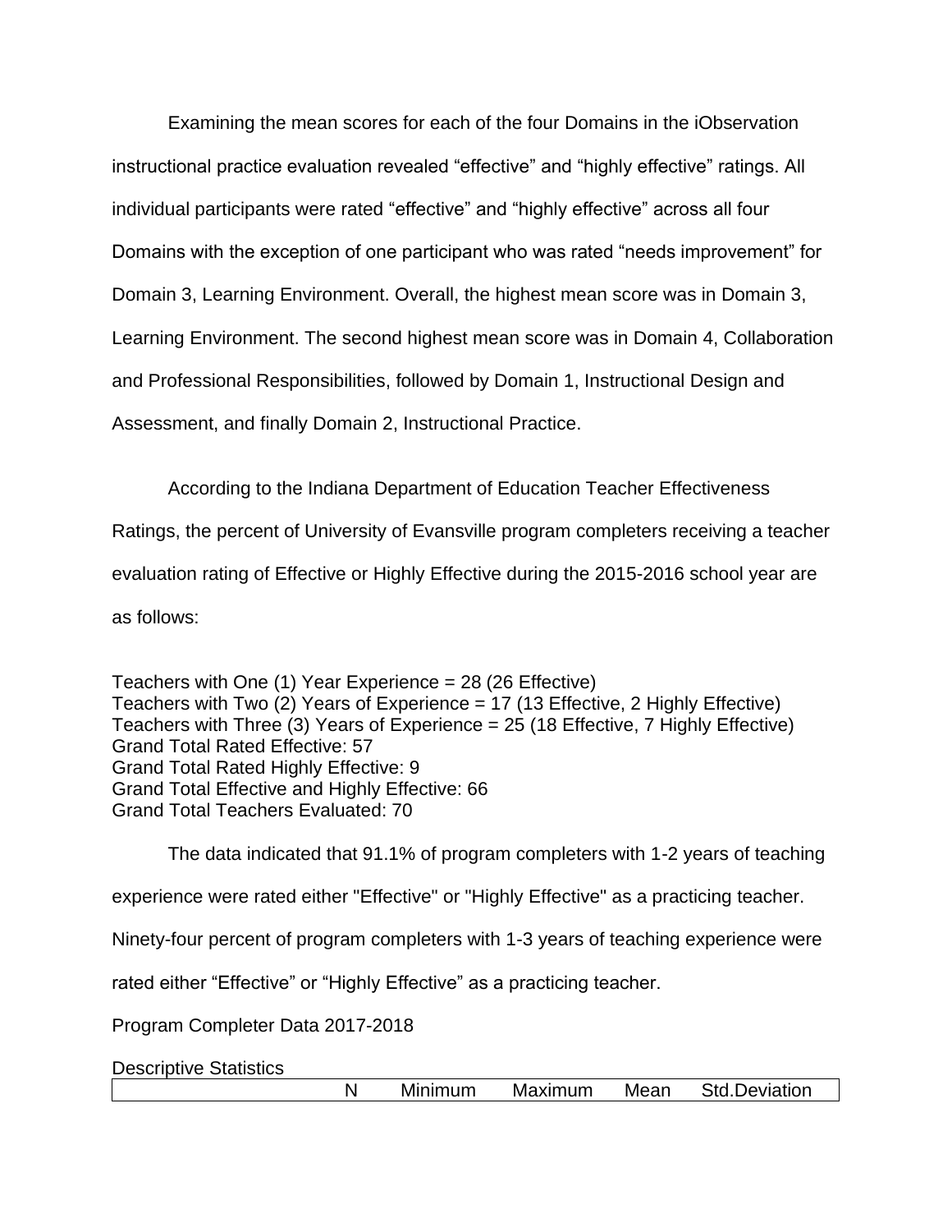Examining the mean scores for each of the four Domains in the iObservation instructional practice evaluation revealed “effective” and “highly effective” ratings. All individual participants were rated “effective” and “highly effective” across all four Domains with the exception of one participant who was rated “needs improvement” for Domain 3, Learning Environment. Overall, the highest mean score was in Domain 3, Learning Environment. The second highest mean score was in Domain 4, Collaboration and Professional Responsibilities, followed by Domain 1, Instructional Design and Assessment, and finally Domain 2, Instructional Practice.

According to the Indiana Department of Education Teacher Effectiveness Ratings, the percent of University of Evansville program completers receiving a teacher evaluation rating of Effective or Highly Effective during the 2015-2016 school year are as follows:

Teachers with One (1) Year Experience = 28 (26 Effective)
Teachers with Two (2) Years of Experience = 17 (13 Effective, 2 Highly Effective)
Teachers with Three (3) Years of Experience = 25 (18 Effective, 7 Highly Effective)
Grand Total Rated Effective: 57
Grand Total Rated Highly Effective: 9
Grand Total Effective and Highly Effective: 66
Grand Total Teachers Evaluated: 70

The data indicated that 91.1% of program completers with 1-2 years of teaching experience were rated either "Effective" or "Highly Effective" as a practicing teacher. Ninety-four percent of program completers with 1-3 years of teaching experience were rated either “Effective” or “Highly Effective” as a practicing teacher.

Program Completer Data 2017-2018

Descriptive Statistics

| | N | Minimum | Maximum | Mean | Std.Deviation |
|---|---|---|---|---|---|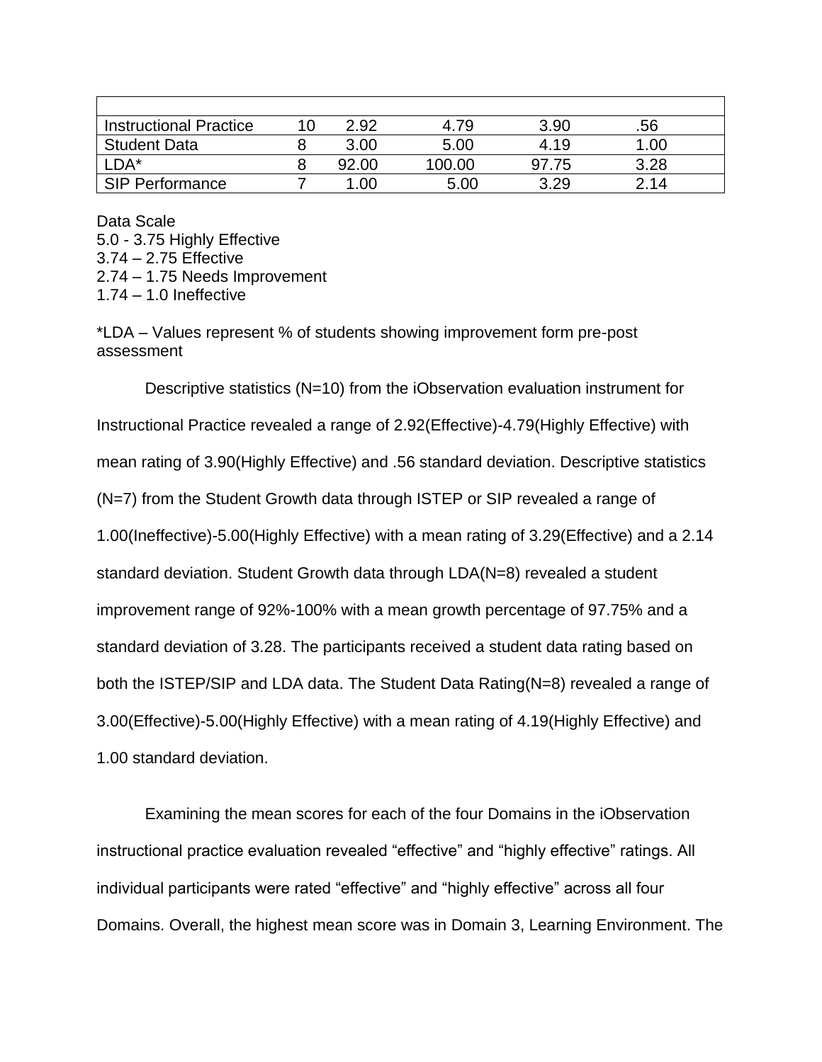| | | | | | |
|---|---|---|---|---|---|
| Instructional Practice | 10 | 2.92 | 4.79 | 3.90 | .56 |
| Student Data | 8 | 3.00 | 5.00 | 4.19 | 1.00 |
| LDA* | 8 | 92.00 | 100.00 | 97.75 | 3.28 |
| SIP Performance | 7 | 1.00 | 5.00 | 3.29 | 2.14 |

Data Scale
5.0 - 3.75 Highly Effective
3.74 – 2.75 Effective
2.74 – 1.75 Needs Improvement
1.74 – 1.0 Ineffective

*LDA – Values represent % of students showing improvement form pre-post assessment

Descriptive statistics (N=10) from the iObservation evaluation instrument for Instructional Practice revealed a range of 2.92(Effective)-4.79(Highly Effective) with mean rating of 3.90(Highly Effective) and .56 standard deviation. Descriptive statistics (N=7) from the Student Growth data through ISTEP or SIP revealed a range of 1.00(Ineffective)-5.00(Highly Effective) with a mean rating of 3.29(Effective) and a 2.14 standard deviation. Student Growth data through LDA(N=8) revealed a student improvement range of 92%-100% with a mean growth percentage of 97.75% and a standard deviation of 3.28. The participants received a student data rating based on both the ISTEP/SIP and LDA data. The Student Data Rating(N=8) revealed a range of 3.00(Effective)-5.00(Highly Effective) with a mean rating of 4.19(Highly Effective) and 1.00 standard deviation.

Examining the mean scores for each of the four Domains in the iObservation instructional practice evaluation revealed "effective" and "highly effective" ratings. All individual participants were rated "effective" and "highly effective" across all four Domains. Overall, the highest mean score was in Domain 3, Learning Environment. The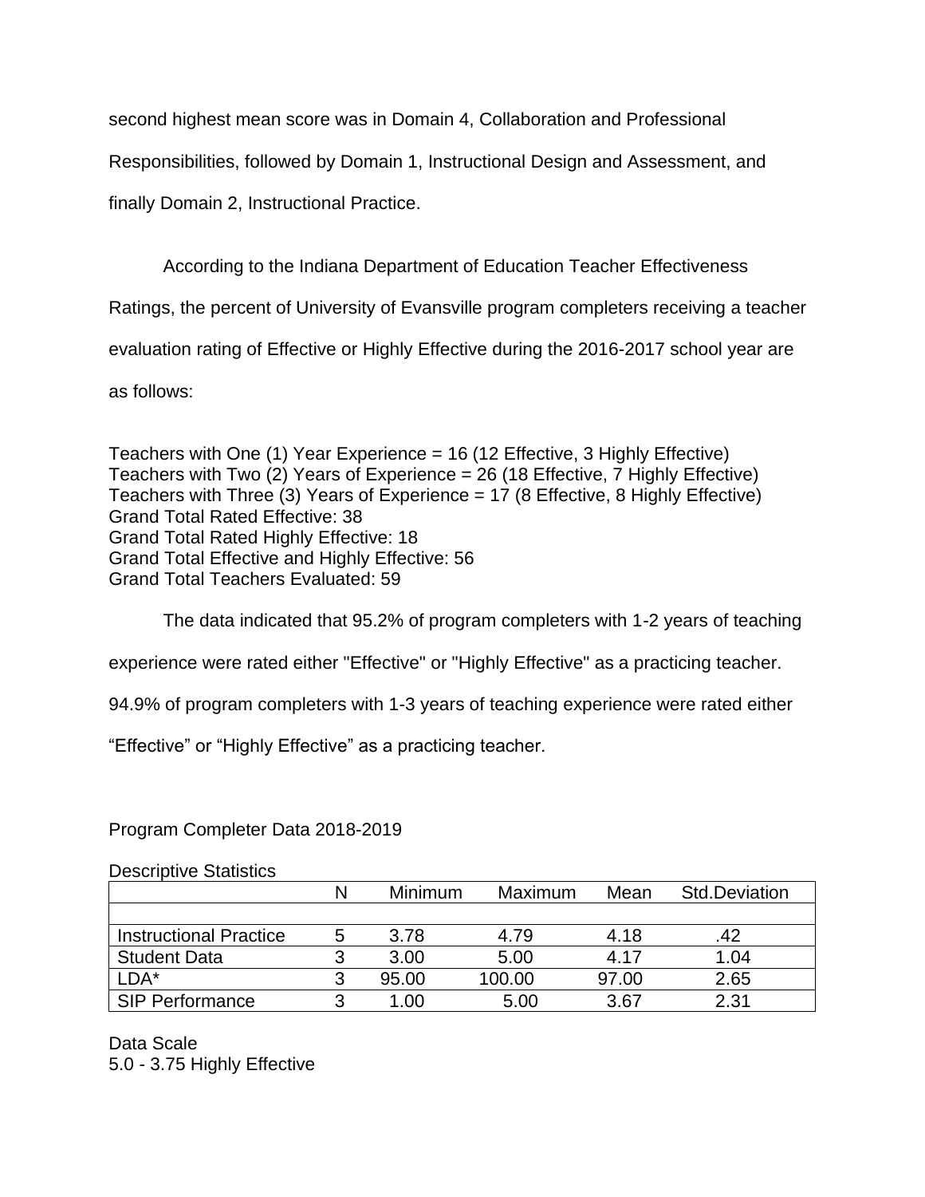second highest mean score was in Domain 4, Collaboration and Professional Responsibilities, followed by Domain 1, Instructional Design and Assessment, and finally Domain 2, Instructional Practice.

According to the Indiana Department of Education Teacher Effectiveness Ratings, the percent of University of Evansville program completers receiving a teacher evaluation rating of Effective or Highly Effective during the 2016-2017 school year are as follows:

Teachers with One (1) Year Experience = 16 (12 Effective, 3 Highly Effective)
Teachers with Two (2) Years of Experience = 26 (18 Effective, 7 Highly Effective)
Teachers with Three (3) Years of Experience = 17 (8 Effective, 8 Highly Effective)
Grand Total Rated Effective: 38
Grand Total Rated Highly Effective: 18
Grand Total Effective and Highly Effective: 56
Grand Total Teachers Evaluated: 59

The data indicated that 95.2% of program completers with 1-2 years of teaching experience were rated either "Effective" or "Highly Effective" as a practicing teacher. 94.9% of program completers with 1-3 years of teaching experience were rated either “Effective” or “Highly Effective” as a practicing teacher.

Program Completer Data 2018-2019

Descriptive Statistics

| | N | Minimum | Maximum | Mean | Std.Deviation |
|---|---|---|---|---|---|
| | | | | | |
| Instructional Practice | 5 | 3.78 | 4.79 | 4.18 | .42 |
| Student Data | 3 | 3.00 | 5.00 | 4.17 | 1.04 |
| LDA* | 3 | 95.00 | 100.00 | 97.00 | 2.65 |
| SIP Performance | 3 | 1.00 | 5.00 | 3.67 | 2.31 |

Data Scale
5.0 - 3.75 Highly Effective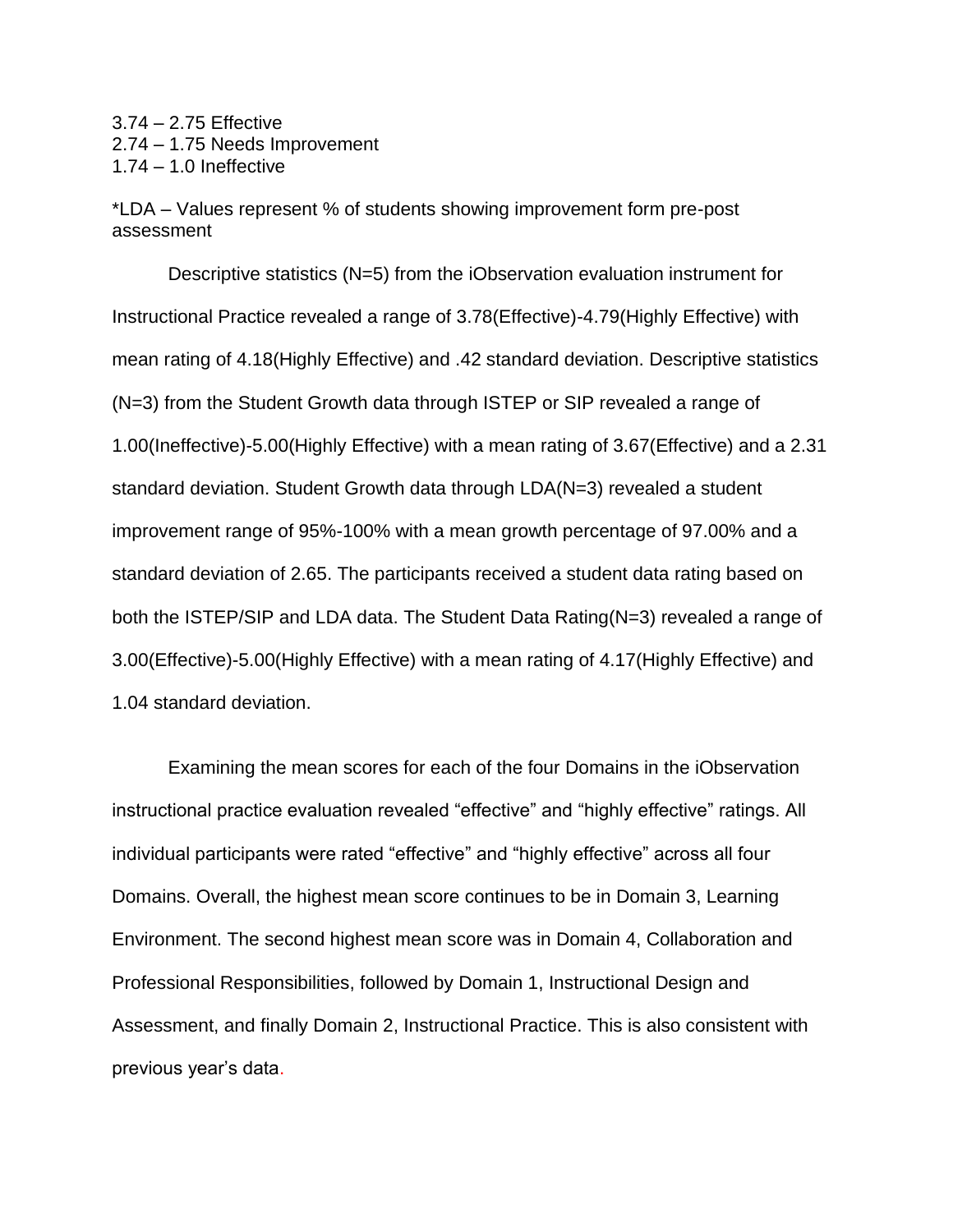3.74 – 2.75 Effective
2.74 – 1.75 Needs Improvement
1.74 – 1.0 Ineffective

*LDA – Values represent % of students showing improvement form pre-post assessment

Descriptive statistics (N=5) from the iObservation evaluation instrument for Instructional Practice revealed a range of 3.78(Effective)-4.79(Highly Effective) with mean rating of 4.18(Highly Effective) and .42 standard deviation. Descriptive statistics (N=3) from the Student Growth data through ISTEP or SIP revealed a range of 1.00(Ineffective)-5.00(Highly Effective) with a mean rating of 3.67(Effective) and a 2.31 standard deviation. Student Growth data through LDA(N=3) revealed a student improvement range of 95%-100% with a mean growth percentage of 97.00% and a standard deviation of 2.65. The participants received a student data rating based on both the ISTEP/SIP and LDA data. The Student Data Rating(N=3) revealed a range of 3.00(Effective)-5.00(Highly Effective) with a mean rating of 4.17(Highly Effective) and 1.04 standard deviation.

Examining the mean scores for each of the four Domains in the iObservation instructional practice evaluation revealed "effective" and "highly effective" ratings. All individual participants were rated "effective" and "highly effective" across all four Domains. Overall, the highest mean score continues to be in Domain 3, Learning Environment. The second highest mean score was in Domain 4, Collaboration and Professional Responsibilities, followed by Domain 1, Instructional Design and Assessment, and finally Domain 2, Instructional Practice. This is also consistent with previous year's data.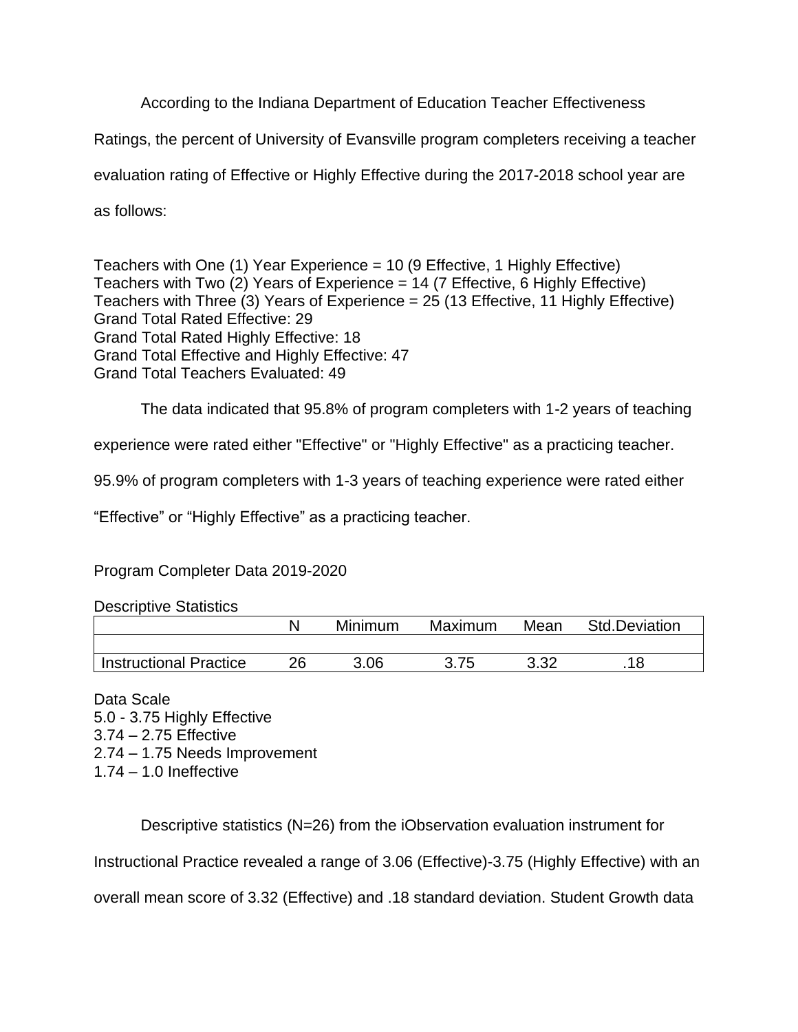According to the Indiana Department of Education Teacher Effectiveness Ratings, the percent of University of Evansville program completers receiving a teacher evaluation rating of Effective or Highly Effective during the 2017-2018 school year are as follows:

Teachers with One (1) Year Experience = 10 (9 Effective, 1 Highly Effective)
Teachers with Two (2) Years of Experience = 14 (7 Effective, 6 Highly Effective)
Teachers with Three (3) Years of Experience = 25 (13 Effective, 11 Highly Effective)
Grand Total Rated Effective: 29
Grand Total Rated Highly Effective: 18
Grand Total Effective and Highly Effective: 47
Grand Total Teachers Evaluated: 49

The data indicated that 95.8% of program completers with 1-2 years of teaching experience were rated either "Effective" or "Highly Effective" as a practicing teacher. 95.9% of program completers with 1-3 years of teaching experience were rated either “Effective” or “Highly Effective” as a practicing teacher.

Program Completer Data 2019-2020

Descriptive Statistics

| | N | Minimum | Maximum | Mean | Std.Deviation |
|---|---|---|---|---|---|
| | | | | | |
| Instructional Practice | 26 | 3.06 | 3.75 | 3.32 | .18 |

Data Scale
5.0 - 3.75 Highly Effective
3.74 – 2.75 Effective
2.74 – 1.75 Needs Improvement
1.74 – 1.0 Ineffective

Descriptive statistics (N=26) from the iObservation evaluation instrument for Instructional Practice revealed a range of 3.06 (Effective)-3.75 (Highly Effective) with an overall mean score of 3.32 (Effective) and .18 standard deviation. Student Growth data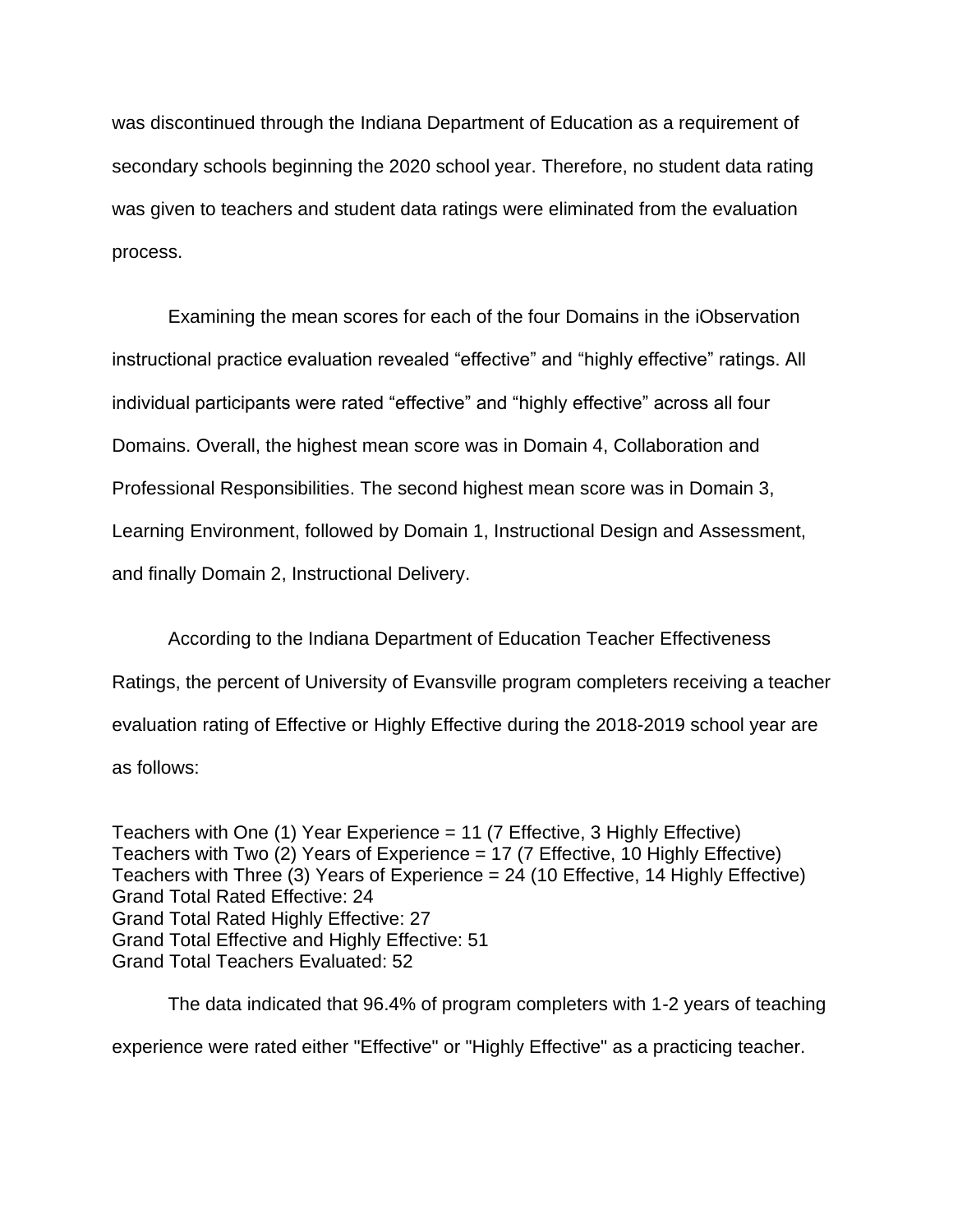was discontinued through the Indiana Department of Education as a requirement of secondary schools beginning the 2020 school year. Therefore, no student data rating was given to teachers and student data ratings were eliminated from the evaluation process.

Examining the mean scores for each of the four Domains in the iObservation instructional practice evaluation revealed “effective” and “highly effective” ratings. All individual participants were rated “effective” and “highly effective” across all four Domains. Overall, the highest mean score was in Domain 4, Collaboration and Professional Responsibilities. The second highest mean score was in Domain 3, Learning Environment, followed by Domain 1, Instructional Design and Assessment, and finally Domain 2, Instructional Delivery.

According to the Indiana Department of Education Teacher Effectiveness Ratings, the percent of University of Evansville program completers receiving a teacher evaluation rating of Effective or Highly Effective during the 2018-2019 school year are as follows:

Teachers with One (1) Year Experience = 11 (7 Effective, 3 Highly Effective)
Teachers with Two (2) Years of Experience = 17 (7 Effective, 10 Highly Effective)
Teachers with Three (3) Years of Experience = 24 (10 Effective, 14 Highly Effective)
Grand Total Rated Effective: 24
Grand Total Rated Highly Effective: 27
Grand Total Effective and Highly Effective: 51
Grand Total Teachers Evaluated: 52

The data indicated that 96.4% of program completers with 1-2 years of teaching experience were rated either "Effective" or "Highly Effective" as a practicing teacher.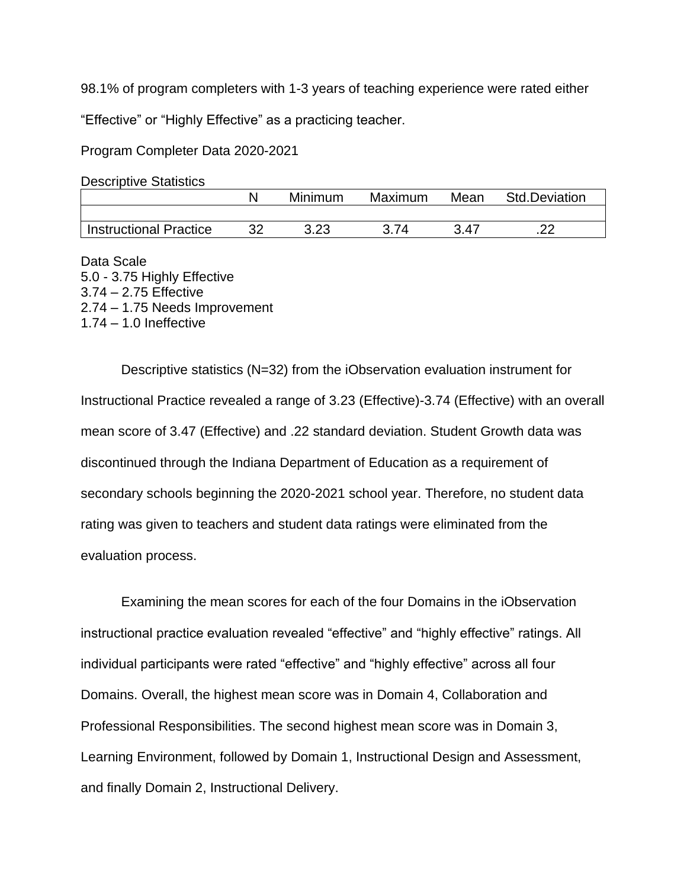98.1% of program completers with 1-3 years of teaching experience were rated either "Effective" or "Highly Effective" as a practicing teacher.

Program Completer Data 2020-2021

Descriptive Statistics

| | N | Minimum | Maximum | Mean | Std.Deviation |
|---|---|---|---|---|---|
| | | | | | |
| Instructional Practice | 32 | 3.23 | 3.74 | 3.47 | .22 |

Data Scale
5.0 - 3.75 Highly Effective
3.74 – 2.75 Effective
2.74 – 1.75 Needs Improvement
1.74 – 1.0 Ineffective

Descriptive statistics (N=32) from the iObservation evaluation instrument for Instructional Practice revealed a range of 3.23 (Effective)-3.74 (Effective) with an overall mean score of 3.47 (Effective) and .22 standard deviation. Student Growth data was discontinued through the Indiana Department of Education as a requirement of secondary schools beginning the 2020-2021 school year. Therefore, no student data rating was given to teachers and student data ratings were eliminated from the evaluation process.

Examining the mean scores for each of the four Domains in the iObservation instructional practice evaluation revealed "effective" and "highly effective" ratings. All individual participants were rated "effective" and "highly effective" across all four Domains. Overall, the highest mean score was in Domain 4, Collaboration and Professional Responsibilities. The second highest mean score was in Domain 3, Learning Environment, followed by Domain 1, Instructional Design and Assessment, and finally Domain 2, Instructional Delivery.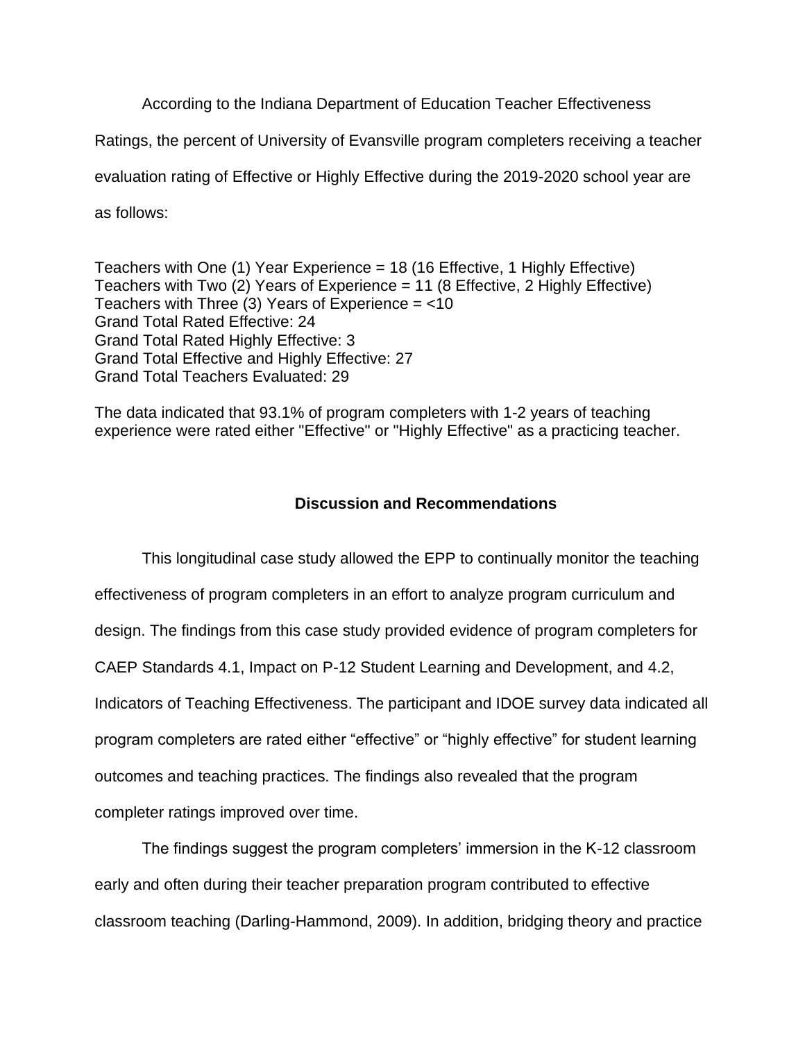According to the Indiana Department of Education Teacher Effectiveness Ratings, the percent of University of Evansville program completers receiving a teacher evaluation rating of Effective or Highly Effective during the 2019-2020 school year are as follows:

Teachers with One (1) Year Experience = 18 (16 Effective, 1 Highly Effective)
Teachers with Two (2) Years of Experience = 11 (8 Effective, 2 Highly Effective)
Teachers with Three (3) Years of Experience = <10
Grand Total Rated Effective: 24
Grand Total Rated Highly Effective: 3
Grand Total Effective and Highly Effective: 27
Grand Total Teachers Evaluated: 29

The data indicated that 93.1% of program completers with 1-2 years of teaching experience were rated either "Effective" or "Highly Effective" as a practicing teacher.

## Discussion and Recommendations

This longitudinal case study allowed the EPP to continually monitor the teaching effectiveness of program completers in an effort to analyze program curriculum and design. The findings from this case study provided evidence of program completers for CAEP Standards 4.1, Impact on P-12 Student Learning and Development, and 4.2, Indicators of Teaching Effectiveness. The participant and IDOE survey data indicated all program completers are rated either “effective” or “highly effective” for student learning outcomes and teaching practices. The findings also revealed that the program completer ratings improved over time.

The findings suggest the program completers’ immersion in the K-12 classroom early and often during their teacher preparation program contributed to effective classroom teaching (Darling-Hammond, 2009). In addition, bridging theory and practice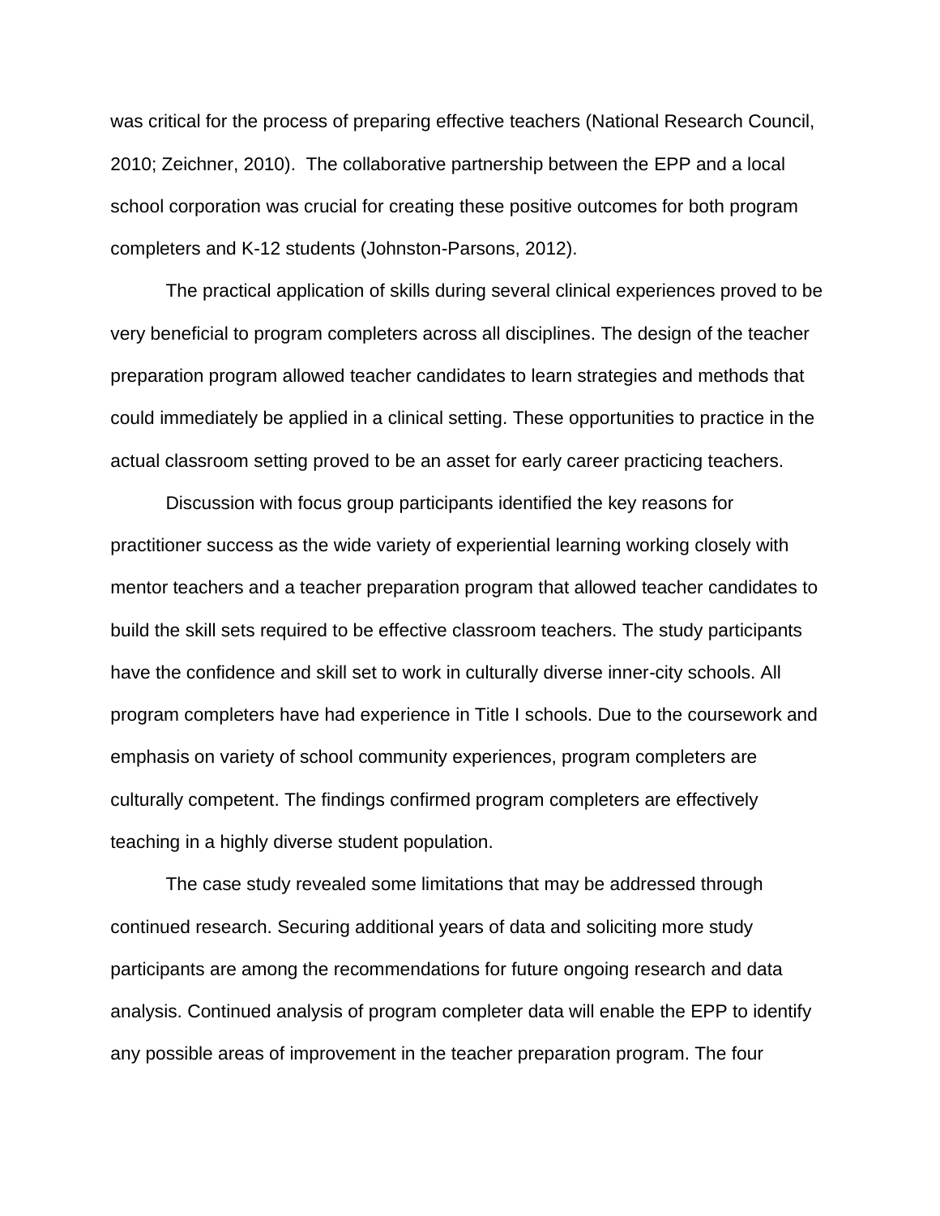was critical for the process of preparing effective teachers (National Research Council, 2010; Zeichner, 2010). The collaborative partnership between the EPP and a local school corporation was crucial for creating these positive outcomes for both program completers and K-12 students (Johnston-Parsons, 2012).

The practical application of skills during several clinical experiences proved to be very beneficial to program completers across all disciplines. The design of the teacher preparation program allowed teacher candidates to learn strategies and methods that could immediately be applied in a clinical setting. These opportunities to practice in the actual classroom setting proved to be an asset for early career practicing teachers.

Discussion with focus group participants identified the key reasons for practitioner success as the wide variety of experiential learning working closely with mentor teachers and a teacher preparation program that allowed teacher candidates to build the skill sets required to be effective classroom teachers. The study participants have the confidence and skill set to work in culturally diverse inner-city schools. All program completers have had experience in Title I schools. Due to the coursework and emphasis on variety of school community experiences, program completers are culturally competent. The findings confirmed program completers are effectively teaching in a highly diverse student population.

The case study revealed some limitations that may be addressed through continued research. Securing additional years of data and soliciting more study participants are among the recommendations for future ongoing research and data analysis. Continued analysis of program completer data will enable the EPP to identify any possible areas of improvement in the teacher preparation program. The four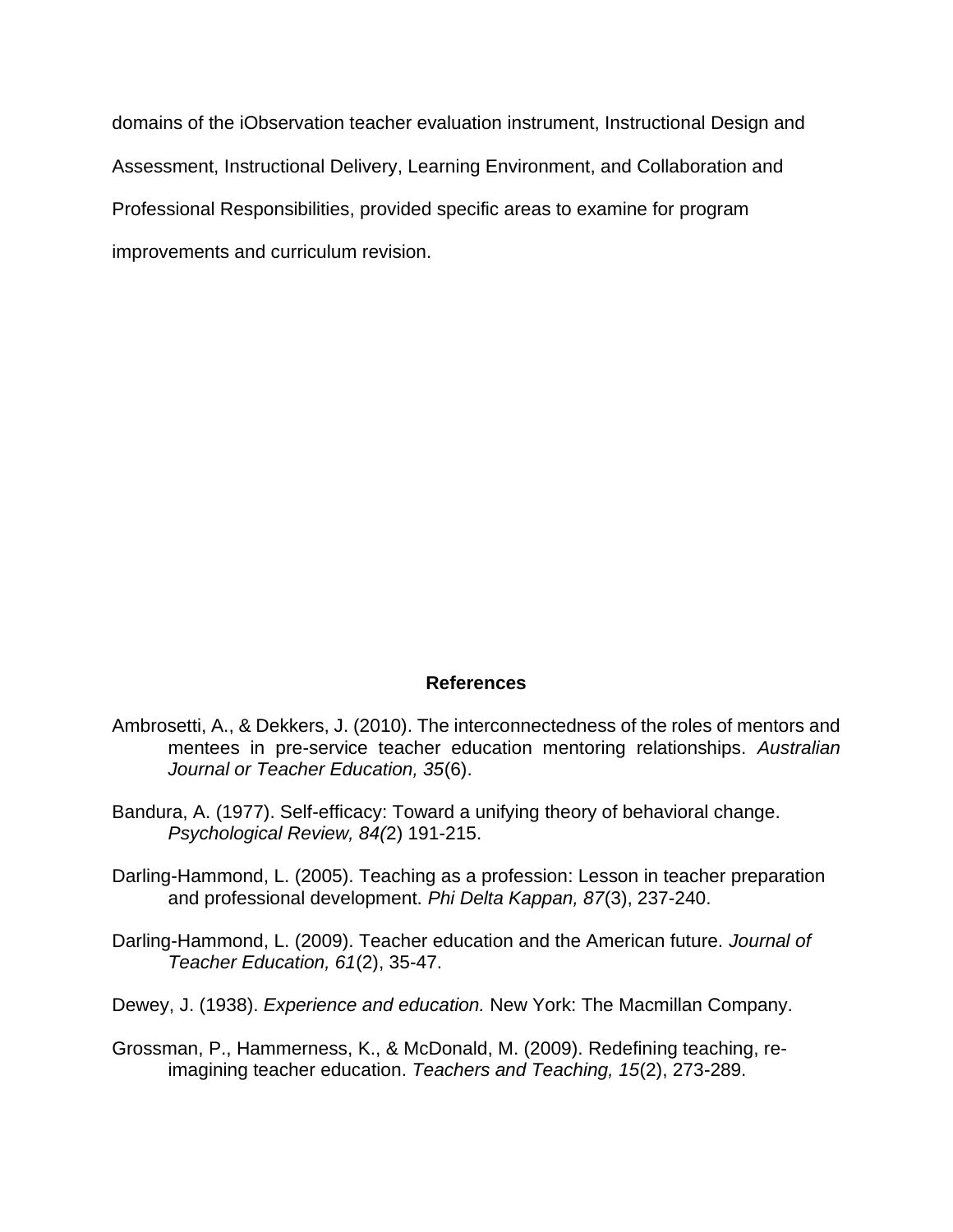domains of the iObservation teacher evaluation instrument, Instructional Design and Assessment, Instructional Delivery, Learning Environment, and Collaboration and Professional Responsibilities, provided specific areas to examine for program improvements and curriculum revision.

## References

Ambrosetti, A., & Dekkers, J. (2010). The interconnectedness of the roles of mentors and mentees in pre-service teacher education mentoring relationships. *Australian Journal or Teacher Education, 35*(6).

Bandura, A. (1977). Self-efficacy: Toward a unifying theory of behavioral change. *Psychological Review, 84(*2) 191-215.

Darling-Hammond, L. (2005). Teaching as a profession: Lesson in teacher preparation and professional development. *Phi Delta Kappan, 87*(3), 237-240.

Darling-Hammond, L. (2009). Teacher education and the American future. *Journal of Teacher Education, 61*(2), 35-47.

Dewey, J. (1938). *Experience and education.* New York: The Macmillan Company.

Grossman, P., Hammerness, K., & McDonald, M. (2009). Redefining teaching, re-imagining teacher education. *Teachers and Teaching, 15*(2), 273-289.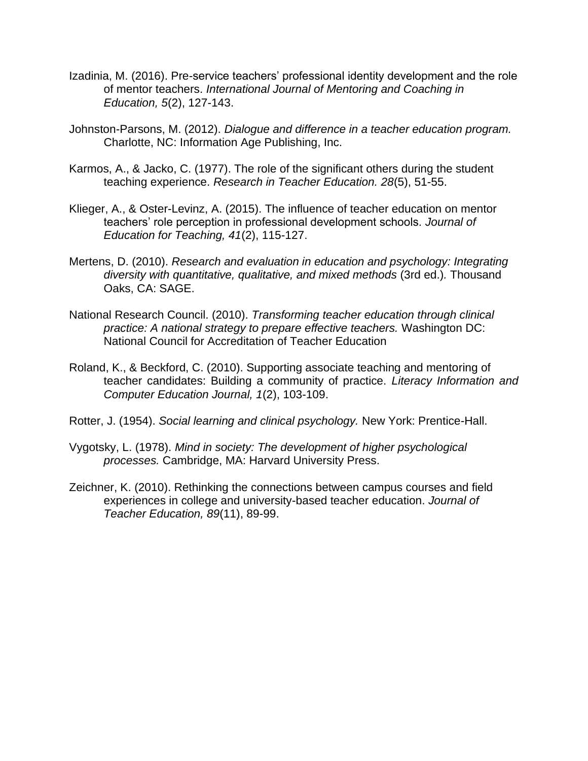Izadinia, M. (2016). Pre-service teachers' professional identity development and the role of mentor teachers. *International Journal of Mentoring and Coaching in Education, 5*(2), 127-143.

Johnston-Parsons, M. (2012). *Dialogue and difference in a teacher education program.* Charlotte, NC: Information Age Publishing, Inc.

Karmos, A., & Jacko, C. (1977). The role of the significant others during the student teaching experience. *Research in Teacher Education. 28*(5), 51-55.

Klieger, A., & Oster-Levinz, A. (2015). The influence of teacher education on mentor teachers' role perception in professional development schools. *Journal of Education for Teaching, 41*(2), 115-127.

Mertens, D. (2010). *Research and evaluation in education and psychology: Integrating diversity with quantitative, qualitative, and mixed methods* (3rd ed.)*.* Thousand Oaks, CA: SAGE.

National Research Council. (2010). *Transforming teacher education through clinical practice: A national strategy to prepare effective teachers.* Washington DC: National Council for Accreditation of Teacher Education

Roland, K., & Beckford, C. (2010). Supporting associate teaching and mentoring of teacher candidates: Building a community of practice. *Literacy Information and Computer Education Journal, 1*(2), 103-109.

Rotter, J. (1954). *Social learning and clinical psychology.* New York: Prentice-Hall.

Vygotsky, L. (1978). *Mind in society: The development of higher psychological processes.* Cambridge, MA: Harvard University Press.

Zeichner, K. (2010). Rethinking the connections between campus courses and field experiences in college and university-based teacher education. *Journal of Teacher Education, 89*(11), 89-99.